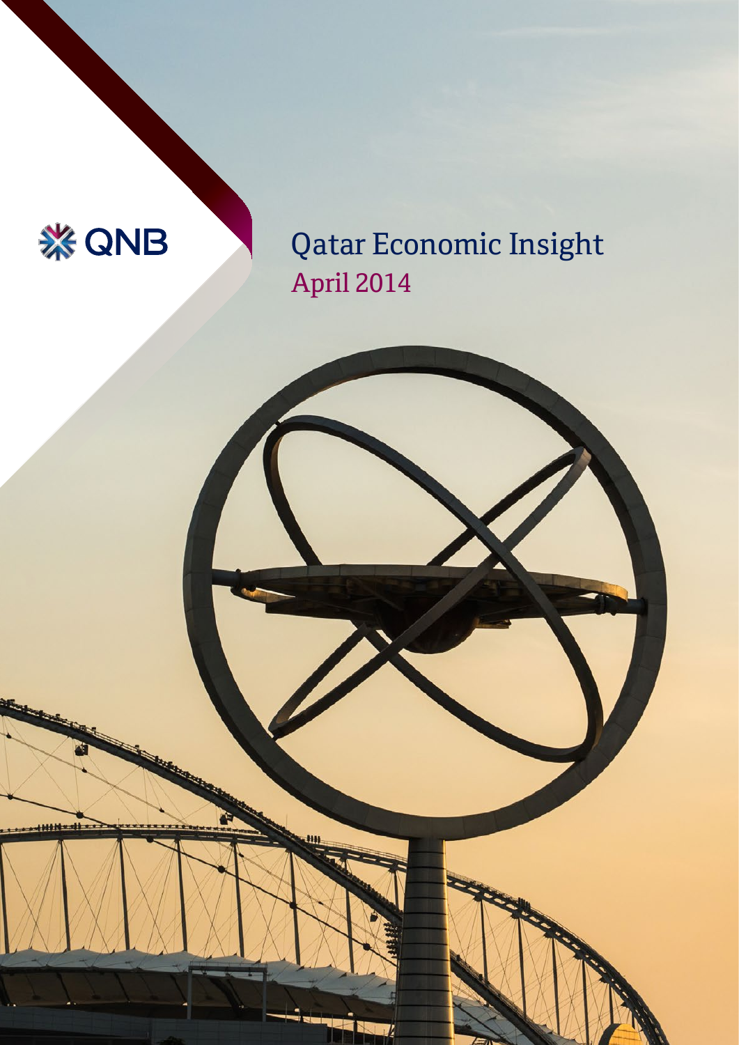QNB

# Qatar Economic Insight

## April 2014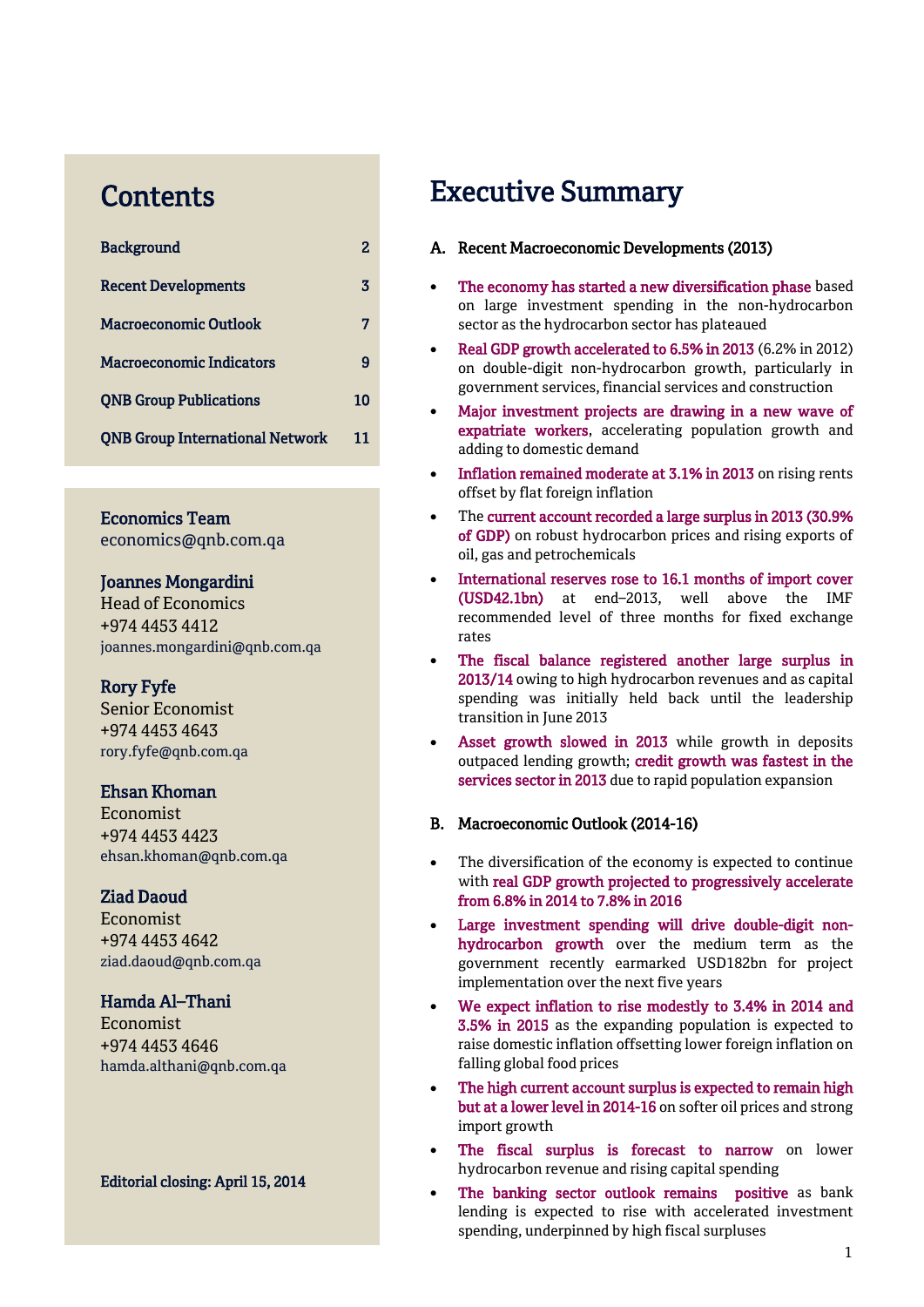## Contents

| | |
|---|---|
| Background | 2 |
| Recent Developments | 3 |
| Macroeconomic Outlook | 7 |
| Macroeconomic Indicators | 9 |
| QNB Group Publications | 10 |
| QNB Group International Network | 11 |

**Economics Team**
economics@qnb.com.qa

**Joannes Mongardini**
Head of Economics
+974 4453 4412
joannes.mongardini@qnb.com.qa

**Rory Fyfe**
Senior Economist
+974 4453 4643
rory.fyfe@qnb.com.qa

**Ehsan Khoman**
Economist
+974 4453 4423
ehsan.khoman@qnb.com.qa

**Ziad Daoud**
Economist
+974 4453 4642
ziad.daoud@qnb.com.qa

**Hamda Al–Thani**
Economist
+974 4453 4646
hamda.althani@qnb.com.qa

**Editorial closing: April 15, 2014**

# Executive Summary

### A. Recent Macroeconomic Developments (2013)

- **The economy has started a new diversification phase** based on large investment spending in the non-hydrocarbon sector as the hydrocarbon sector has plateaued
- **Real GDP growth accelerated to 6.5% in 2013** (6.2% in 2012) on double-digit non-hydrocarbon growth, particularly in government services, financial services and construction
- **Major investment projects are drawing in a new wave of expatriate workers**, accelerating population growth and adding to domestic demand
- **Inflation remained moderate at 3.1% in 2013** on rising rents offset by flat foreign inflation
- The **current account recorded a large surplus in 2013 (30.9% of GDP)** on robust hydrocarbon prices and rising exports of oil, gas and petrochemicals
- **International reserves rose to 16.1 months of import cover (USD42.1bn)** at end–2013, well above the IMF recommended level of three months for fixed exchange rates
- **The fiscal balance registered another large surplus in 2013/14** owing to high hydrocarbon revenues and as capital spending was initially held back until the leadership transition in June 2013
- **Asset growth slowed in 2013** while growth in deposits outpaced lending growth; **credit growth was fastest in the services sector in 2013** due to rapid population expansion

### B. Macroeconomic Outlook (2014-16)

- The diversification of the economy is expected to continue with **real GDP growth projected to progressively accelerate from 6.8% in 2014 to 7.8% in 2016**
- **Large investment spending will drive double-digit non-hydrocarbon growth** over the medium term as the government recently earmarked USD182bn for project implementation over the next five years
- **We expect inflation to rise modestly to 3.4% in 2014 and 3.5% in 2015** as the expanding population is expected to raise domestic inflation offsetting lower foreign inflation on falling global food prices
- **The high current account surplus is expected to remain high but at a lower level in 2014-16** on softer oil prices and strong import growth
- **The fiscal surplus is forecast to narrow** on lower hydrocarbon revenue and rising capital spending
- **The banking sector outlook remains positive** as bank lending is expected to rise with accelerated investment spending, underpinned by high fiscal surpluses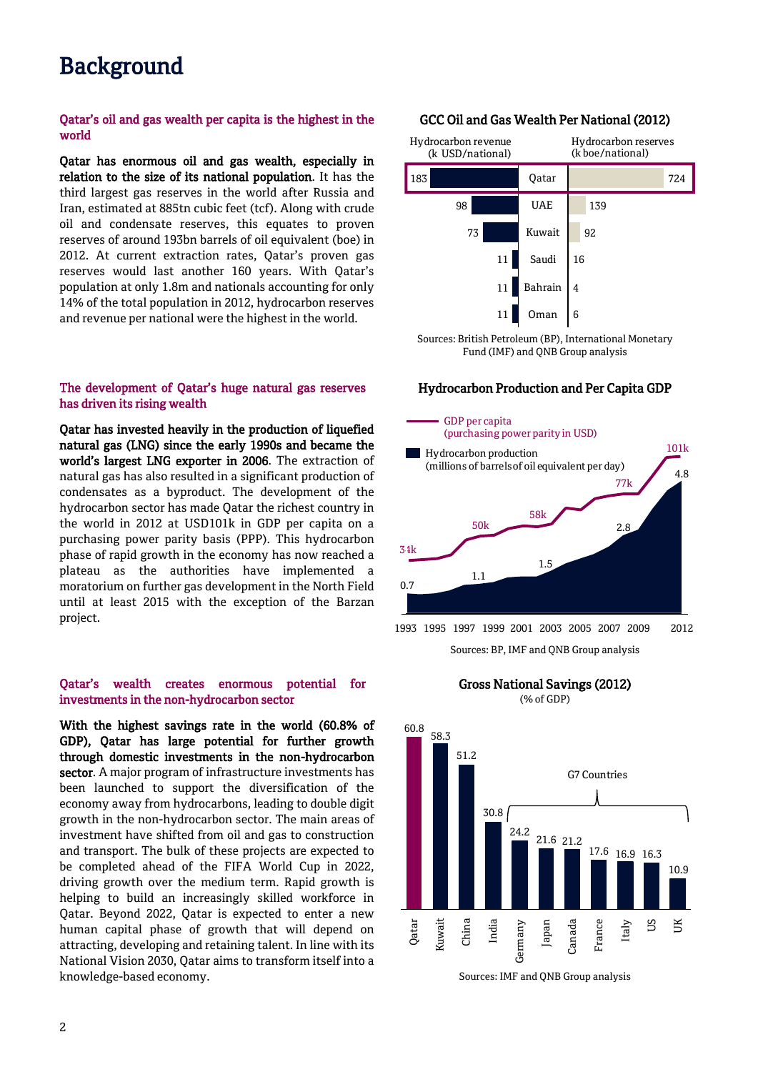# Background

### Qatar's oil and gas wealth per capita is the highest in the world

**Qatar has enormous oil and gas wealth, especially in relation to the size of its national population**. It has the third largest gas reserves in the world after Russia and Iran, estimated at 885tn cubic feet (tcf). Along with crude oil and condensate reserves, this equates to proven reserves of around 193bn barrels of oil equivalent (boe) in 2012. At current extraction rates, Qatar's proven gas reserves would last another 160 years. With Qatar's population at only 1.8m and nationals accounting for only 14% of the total population in 2012, hydrocarbon reserves and revenue per national were the highest in the world.

**GCC Oil and Gas Wealth Per National (2012)**

| Hydrocarbon revenue (k USD/national) | | Hydrocarbon reserves (k boe/national) |
|---|---|---|
| 183 | Qatar | 724 |
| 98 | UAE | 139 |
| 73 | Kuwait | 92 |
| 11 | Saudi | 16 |
| 11 | Bahrain | 4 |
| 11 | Oman | 6 |

Sources: British Petroleum (BP), International Monetary Fund (IMF) and QNB Group analysis

### The development of Qatar's huge natural gas reserves has driven its rising wealth

**Qatar has invested heavily in the production of liquefied natural gas (LNG) since the early 1990s and became the world's largest LNG exporter in 2006**. The extraction of natural gas has also resulted in a significant production of condensates as a byproduct. The development of the hydrocarbon sector has made Qatar the richest country in the world in 2012 at USD101k in GDP per capita on a purchasing power parity basis (PPP). This hydrocarbon phase of rapid growth in the economy has now reached a plateau as the authorities have implemented a moratorium on further gas development in the North Field until at least 2015 with the exception of the Barzan project.

**Hydrocarbon Production and Per Capita GDP**

GDP per capita (purchasing power parity in USD): 34k, 50k, 58k, 77k, 101k

Hydrocarbon production (millions of barrels of oil equivalent per day): 0.7, 1.1, 1.5, 2.8, 4.8

1993 1995 1997 1999 2001 2003 2005 2007 2009 2012

Sources: BP, IMF and QNB Group analysis

### Qatar's wealth creates enormous potential for investments in the non-hydrocarbon sector

**With the highest savings rate in the world (60.8% of GDP), Qatar has large potential for further growth through domestic investments in the non-hydrocarbon sector**. A major program of infrastructure investments has been launched to support the diversification of the economy away from hydrocarbons, leading to double digit growth in the non-hydrocarbon sector. The main areas of investment have shifted from oil and gas to construction and transport. The bulk of these projects are expected to be completed ahead of the FIFA World Cup in 2022, driving growth over the medium term. Rapid growth is helping to build an increasingly skilled workforce in Qatar. Beyond 2022, Qatar is expected to enter a new human capital phase of growth that will depend on attracting, developing and retaining talent. In line with its National Vision 2030, Qatar aims to transform itself into a knowledge-based economy.

**Gross National Savings (2012)**
(% of GDP)

| Country | % of GDP |
|---|---|
| Qatar | 60.8 |
| Kuwait | 58.3 |
| China | 51.2 |
| India | 30.8 |
| Germany | 24.2 |
| Japan | 21.6 |
| Canada | 21.2 |
| France | 17.6 |
| Italy | 16.9 |
| US | 16.3 |
| UK | 10.9 |

G7 Countries: Germany, Japan, Canada, France, Italy, US, UK

Sources: IMF and QNB Group analysis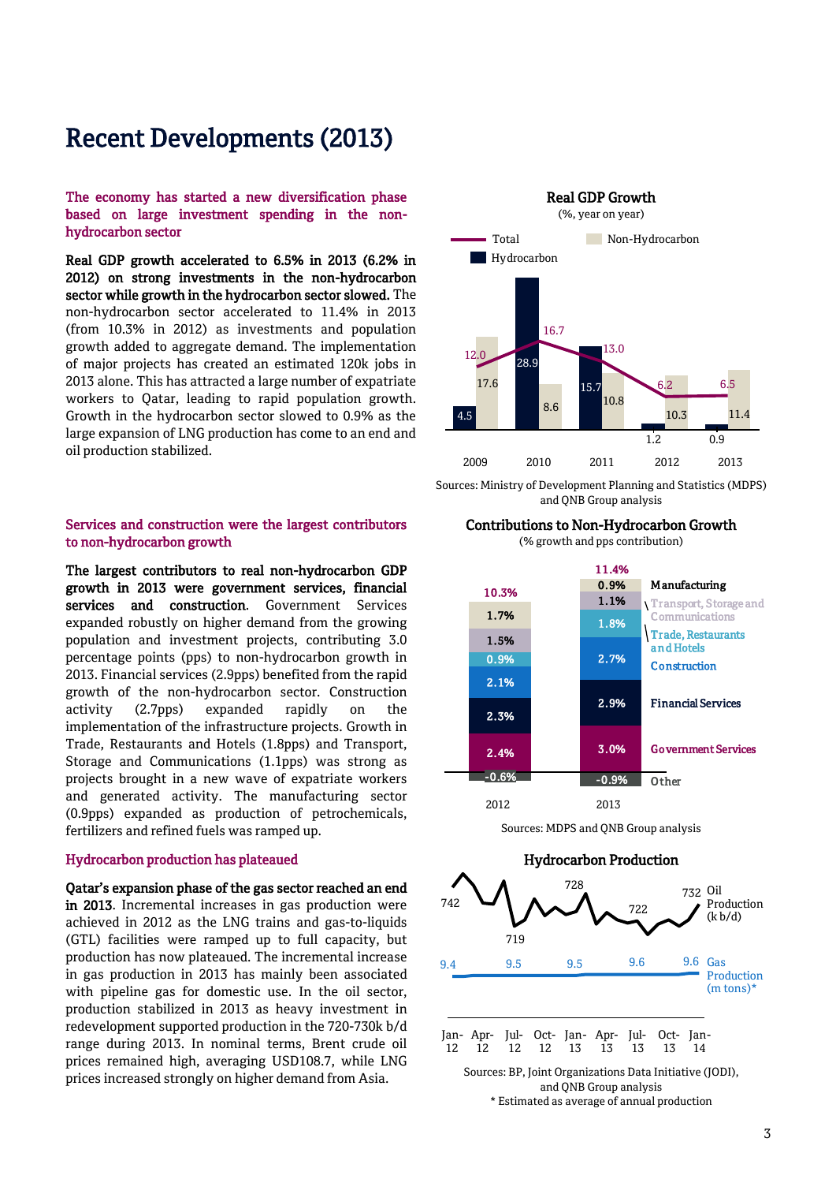# Recent Developments (2013)

**The economy has started a new diversification phase based on large investment spending in the non-hydrocarbon sector**

**Real GDP growth accelerated to 6.5% in 2013 (6.2% in 2012) on strong investments in the non-hydrocarbon sector while growth in the hydrocarbon sector slowed.** The non-hydrocarbon sector accelerated to 11.4% in 2013 (from 10.3% in 2012) as investments and population growth added to aggregate demand. The implementation of major projects has created an estimated 120k jobs in 2013 alone. This has attracted a large number of expatriate workers to Qatar, leading to rapid population growth. Growth in the hydrocarbon sector slowed to 0.9% as the large expansion of LNG production has come to an end and oil production stabilized.

**Real GDP Growth**

(%, year on year)

| | Total | Hydrocarbon | Non-Hydrocarbon |
|---|---|---|---|
| 2009 | 12.0 | 4.5 | 17.6 |
| 2010 | 16.7 | 28.9 | 8.6 |
| 2011 | 13.0 | 15.7 | 10.8 |
| 2012 | 6.2 | 1.2 | 10.3 |
| 2013 | 6.5 | 0.9 | 11.4 |

Sources: Ministry of Development Planning and Statistics (MDPS) and QNB Group analysis

**Services and construction were the largest contributors to non-hydrocarbon growth**

**The largest contributors to real non-hydrocarbon GDP growth in 2013 were government services, financial services and construction.** Government Services expanded robustly on higher demand from the growing population and investment projects, contributing 3.0 percentage points (pps) to non-hydrocarbon growth in 2013. Financial services (2.9pps) benefited from the rapid growth of the non-hydrocarbon sector. Construction activity (2.7pps) expanded rapidly on the implementation of the infrastructure projects. Growth in Trade, Restaurants and Hotels (1.8pps) and Transport, Storage and Communications (1.1pps) was strong as projects brought in a new wave of expatriate workers and generated activity. The manufacturing sector (0.9pps) expanded as production of petrochemicals, fertilizers and refined fuels was ramped up.

**Contributions to Non-Hydrocarbon Growth**

(% growth and pps contribution)

| | 2012 | 2013 |
|---|---|---|
| Manufacturing | 1.7% | 0.9% |
| Transport, Storage and Communications | 1.5% | 1.1% |
| Trade, Restaurants and Hotels | 0.9% | 1.8% |
| Construction | 2.1% | 2.7% |
| Financial Services | 2.3% | 2.9% |
| Government Services | 2.4% | 3.0% |
| Other | -0.6% | -0.9% |
| Total | 10.3% | 11.4% |

Sources: MDPS and QNB Group analysis

**Hydrocarbon production has plateaued**

**Qatar's expansion phase of the gas sector reached an end in 2013.** Incremental increases in gas production were achieved in 2012 as the LNG trains and gas-to-liquids (GTL) facilities were ramped up to full capacity, but production has now plateaued. The incremental increase in gas production in 2013 has mainly been associated with pipeline gas for domestic use. In the oil sector, production stabilized in 2013 as heavy investment in redevelopment supported production in the 720-730k b/d range during 2013. In nominal terms, Brent crude oil prices remained high, averaging USD108.7, while LNG prices increased strongly on higher demand from Asia.

**Hydrocarbon Production**

Oil Production (k b/d): 742, 719, 728, 722, 732

Gas Production (m tons)*: 9.4, 9.5, 9.5, 9.6, 9.6

Jan-12, Apr-12, Jul-12, Oct-12, Jan-13, Apr-13, Jul-13, Oct-13, Jan-14

Sources: BP, Joint Organizations Data Initiative (JODI), and QNB Group analysis

\* Estimated as average of annual production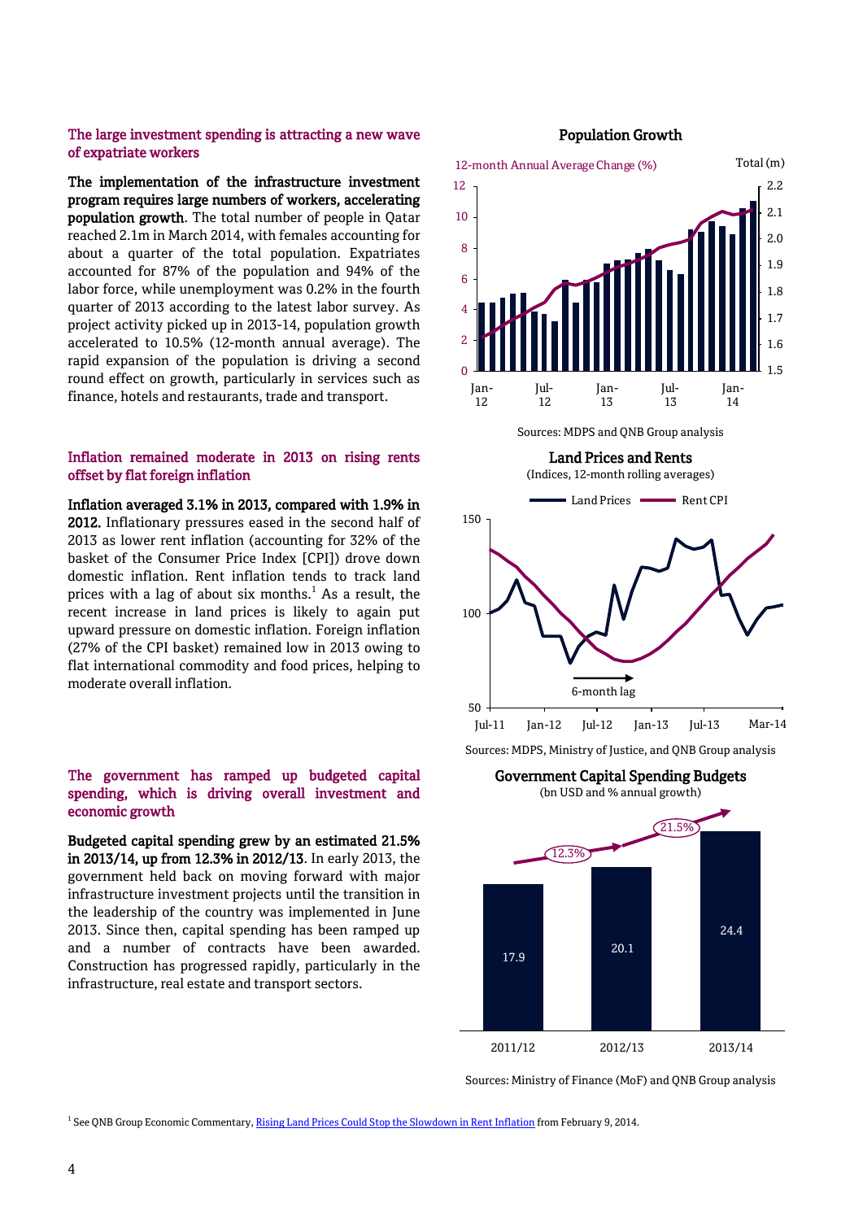### The large investment spending is attracting a new wave of expatriate workers

**The implementation of the infrastructure investment program requires large numbers of workers, accelerating population growth**. The total number of people in Qatar reached 2.1m in March 2014, with females accounting for about a quarter of the total population. Expatriates accounted for 87% of the population and 94% of the labor force, while unemployment was 0.2% in the fourth quarter of 2013 according to the latest labor survey. As project activity picked up in 2013-14, population growth accelerated to 10.5% (12-month annual average). The rapid expansion of the population is driving a second round effect on growth, particularly in services such as finance, hotels and restaurants, trade and transport.

**Population Growth**

12-month Annual Average Change (%) | Total (m)

Sources: MDPS and QNB Group analysis

### Inflation remained moderate in 2013 on rising rents offset by flat foreign inflation

**Inflation averaged 3.1% in 2013, compared with 1.9% in 2012.** Inflationary pressures eased in the second half of 2013 as lower rent inflation (accounting for 32% of the basket of the Consumer Price Index [CPI]) drove down domestic inflation. Rent inflation tends to track land prices with a lag of about six months.[1] As a result, the recent increase in land prices is likely to again put upward pressure on domestic inflation. Foreign inflation (27% of the CPI basket) remained low in 2013 owing to flat international commodity and food prices, helping to moderate overall inflation.

**Land Prices and Rents**

(Indices, 12-month rolling averages)

Sources: MDPS, Ministry of Justice, and QNB Group analysis

### The government has ramped up budgeted capital spending, which is driving overall investment and economic growth

**Budgeted capital spending grew by an estimated 21.5% in 2013/14, up from 12.3% in 2012/13**. In early 2013, the government held back on moving forward with major infrastructure investment projects until the transition in the leadership of the country was implemented in June 2013. Since then, capital spending has been ramped up and a number of contracts have been awarded. Construction has progressed rapidly, particularly in the infrastructure, real estate and transport sectors.

**Government Capital Spending Budgets**

(bn USD and % annual growth)

| | 2011/12 | 2012/13 | 2013/14 |
|---|---|---|---|
| Budget (bn USD) | 17.9 | 20.1 | 24.4 |
| Annual growth | | 12.3% | 21.5% |

Sources: Ministry of Finance (MoF) and QNB Group analysis

[1] See QNB Group Economic Commentary, Rising Land Prices Could Stop the Slowdown in Rent Inflation from February 9, 2014.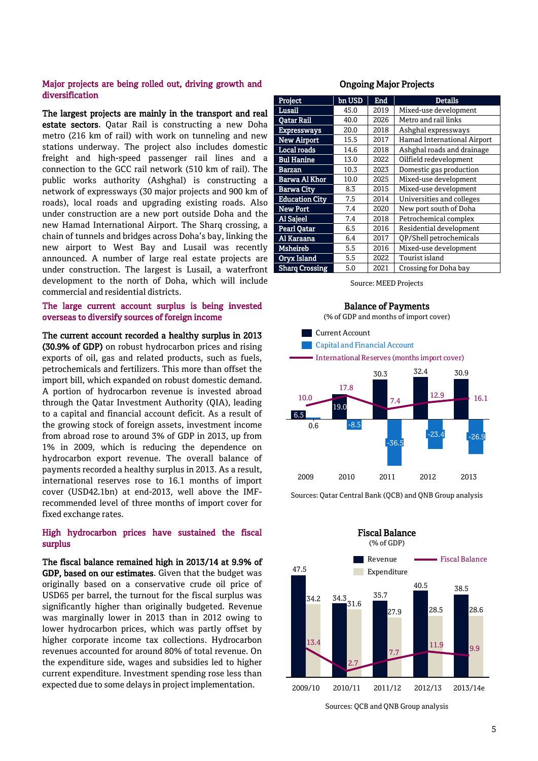## Major projects are being rolled out, driving growth and diversification

**The largest projects are mainly in the transport and real estate sectors**. Qatar Rail is constructing a new Doha metro (216 km of rail) with work on tunneling and new stations underway. The project also includes domestic freight and high-speed passenger rail lines and a connection to the GCC rail network (510 km of rail). The public works authority (Ashghal) is constructing a network of expressways (30 major projects and 900 km of roads), local roads and upgrading existing roads. Also under construction are a new port outside Doha and the new Hamad International Airport. The Sharq crossing, a chain of tunnels and bridges across Doha's bay, linking the new airport to West Bay and Lusail was recently announced. A number of large real estate projects are under construction. The largest is Lusail, a waterfront development to the north of Doha, which will include commercial and residential districts.

## The large current account surplus is being invested overseas to diversify sources of foreign income

**The current account recorded a healthy surplus in 2013 (30.9% of GDP)** on robust hydrocarbon prices and rising exports of oil, gas and related products, such as fuels, petrochemicals and fertilizers. This more than offset the import bill, which expanded on robust domestic demand. A portion of hydrocarbon revenue is invested abroad through the Qatar Investment Authority (QIA), leading to a capital and financial account deficit. As a result of the growing stock of foreign assets, investment income from abroad rose to around 3% of GDP in 2013, up from 1% in 2009, which is reducing the dependence on hydrocarbon export revenue. The overall balance of payments recorded a healthy surplus in 2013. As a result, international reserves rose to 16.1 months of import cover (USD42.1bn) at end-2013, well above the IMF-recommended level of three months of import cover for fixed exchange rates.

## High hydrocarbon prices have sustained the fiscal surplus

**The fiscal balance remained high in 2013/14 at 9.9% of GDP, based on our estimates.** Given that the budget was originally based on a conservative crude oil price of USD65 per barrel, the turnout for the fiscal surplus was significantly higher than originally budgeted. Revenue was marginally lower in 2013 than in 2012 owing to lower hydrocarbon prices, which was partly offset by higher corporate income tax collections. Hydrocarbon revenues accounted for around 80% of total revenue. On the expenditure side, wages and subsidies led to higher current expenditure. Investment spending rose less than expected due to some delays in project implementation.

### Ongoing Major Projects

| Project | bn USD | End | Details |
|---|---|---|---|
| Lusail | 45.0 | 2019 | Mixed-use development |
| Qatar Rail | 40.0 | 2026 | Metro and rail links |
| Expressways | 20.0 | 2018 | Ashghal expressways |
| New Airport | 15.5 | 2017 | Hamad International Airport |
| Local roads | 14.6 | 2018 | Ashghal roads and drainage |
| Bul Hanine | 13.0 | 2022 | Oilfield redevelopment |
| Barzan | 10.3 | 2023 | Domestic gas production |
| Barwa Al Khor | 10.0 | 2025 | Mixed-use development |
| Barwa City | 8.3 | 2015 | Mixed-use development |
| Education City | 7.5 | 2014 | Universities and colleges |
| New Port | 7.4 | 2020 | New port south of Doha |
| Al Sajeel | 7.4 | 2018 | Petrochemical complex |
| Pearl Qatar | 6.5 | 2016 | Residential development |
| Al Karaana | 6.4 | 2017 | QP/Shell petrochemicals |
| Msheireb | 5.5 | 2016 | Mixed-use development |
| Oryx Island | 5.5 | 2022 | Tourist island |
| Sharq Crossing | 5.0 | 2021 | Crossing for Doha bay |

Source: MEED Projects

### Balance of Payments

(% of GDP and months of import cover)

| Year | Current Account | Capital and Financial Account | International Reserves (months import cover) |
|---|---|---|---|
| 2009 | 6.5 | 0.6 | 10.0 |
| 2010 | 19.0 | -8.5 | 17.8 |
| 2011 | 30.3 | -36.5 | 7.4 |
| 2012 | 32.4 | -23.4 | 12.9 |
| 2013 | 30.9 | -26.9 | 16.1 |

Sources: Qatar Central Bank (QCB) and QNB Group analysis

### Fiscal Balance

(% of GDP)

| Year | Revenue | Expenditure | Fiscal Balance |
|---|---|---|---|
| 2009/10 | 47.5 | 34.2 | 13.4 |
| 2010/11 | 34.3 | 31.6 | 2.7 |
| 2011/12 | 35.7 | 27.9 | 7.7 |
| 2012/13 | 40.5 | 28.5 | 11.9 |
| 2013/14e | 38.5 | 28.6 | 9.9 |

Sources: QCB and QNB Group analysis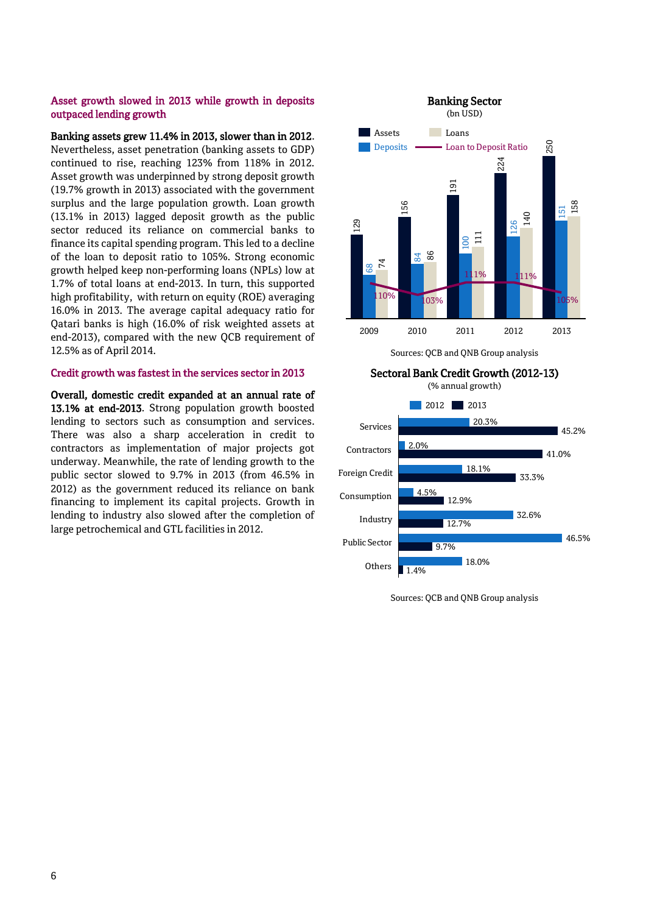## Asset growth slowed in 2013 while growth in deposits outpaced lending growth

**Banking assets grew 11.4% in 2013, slower than in 2012**. Nevertheless, asset penetration (banking assets to GDP) continued to rise, reaching 123% from 118% in 2012. Asset growth was underpinned by strong deposit growth (19.7% growth in 2013) associated with the government surplus and the large population growth. Loan growth (13.1% in 2013) lagged deposit growth as the public sector reduced its reliance on commercial banks to finance its capital spending program. This led to a decline of the loan to deposit ratio to 105%. Strong economic growth helped keep non-performing loans (NPLs) low at 1.7% of total loans at end-2013. In turn, this supported high profitability, with return on equity (ROE) averaging 16.0% in 2013. The average capital adequacy ratio for Qatari banks is high (16.0% of risk weighted assets at end-2013), compared with the new QCB requirement of 12.5% as of April 2014.

## Credit growth was fastest in the services sector in 2013

**Overall, domestic credit expanded at an annual rate of 13.1% at end-2013**. Strong population growth boosted lending to sectors such as consumption and services. There was also a sharp acceleration in credit to contractors as implementation of major projects got underway. Meanwhile, the rate of lending growth to the public sector slowed to 9.7% in 2013 (from 46.5% in 2012) as the government reduced its reliance on bank financing to implement its capital projects. Growth in lending to industry also slowed after the completion of large petrochemical and GTL facilities in 2012.

**Banking Sector**
(bn USD)

| Year | Assets | Deposits | Loans | Loan to Deposit Ratio |
|---|---|---|---|---|
| 2009 | 129 | 68 | 74 | 110% |
| 2010 | 156 | 84 | 86 | 103% |
| 2011 | 191 | 100 | 111 | 111% |
| 2012 | 224 | 126 | 140 | 111% |
| 2013 | 250 | 151 | 158 | 105% |

Sources: QCB and QNB Group analysis

**Sectoral Bank Credit Growth (2012-13)**
(% annual growth)

| Sector | 2012 | 2013 |
|---|---|---|
| Services | 20.3% | 45.2% |
| Contractors | 2.0% | 41.0% |
| Foreign Credit | 18.1% | 33.3% |
| Consumption | 4.5% | 12.9% |
| Industry | 32.6% | 12.7% |
| Public Sector | 46.5% | 9.7% |
| Others | 18.0% | 1.4% |

Sources: QCB and QNB Group analysis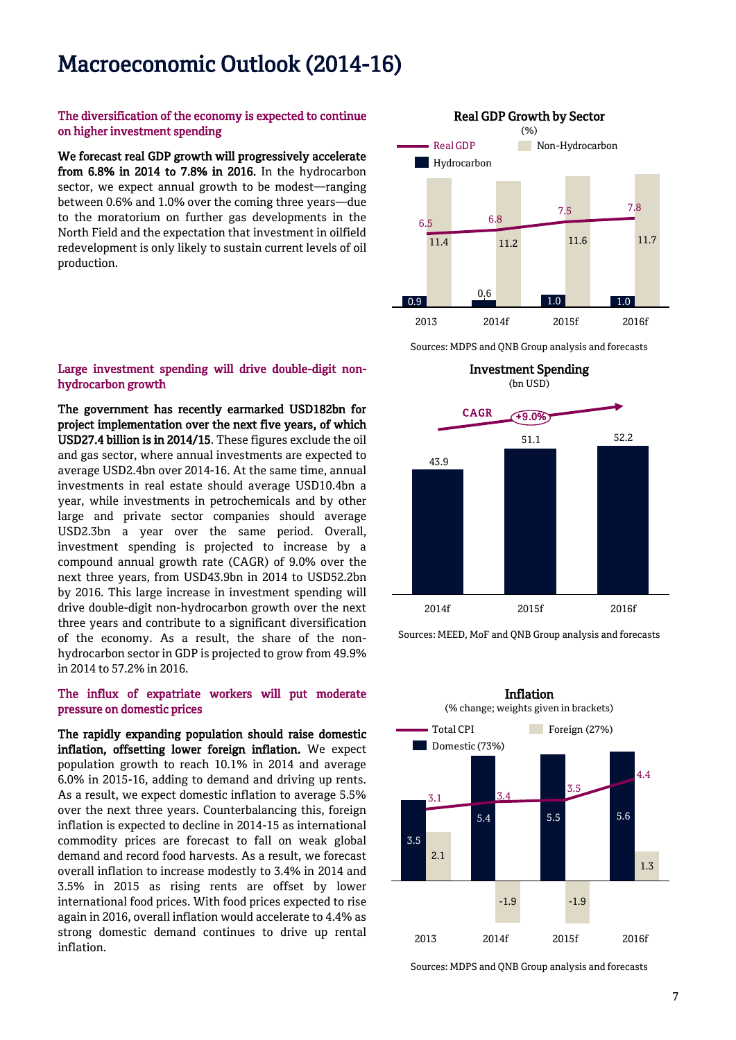# Macroeconomic Outlook (2014-16)

### The diversification of the economy is expected to continue on higher investment spending

**We forecast real GDP growth will progressively accelerate from 6.8% in 2014 to 7.8% in 2016.** In the hydrocarbon sector, we expect annual growth to be modest—ranging between 0.6% and 1.0% over the coming three years—due to the moratorium on further gas developments in the North Field and the expectation that investment in oilfield redevelopment is only likely to sustain current levels of oil production.

**Real GDP Growth by Sector**
(%)

| | 2013 | 2014f | 2015f | 2016f |
|---|---|---|---|---|
| Real GDP | 6.5 | 6.8 | 7.5 | 7.8 |
| Hydrocarbon | 0.9 | 0.6 | 1.0 | 1.0 |
| Non-Hydrocarbon | 11.4 | 11.2 | 11.6 | 11.7 |

Sources: MDPS and QNB Group analysis and forecasts

### Large investment spending will drive double-digit non-hydrocarbon growth

**The government has recently earmarked USD182bn for project implementation over the next five years, of which USD27.4 billion is in 2014/15.** These figures exclude the oil and gas sector, where annual investments are expected to average USD2.4bn over 2014-16. At the same time, annual investments in real estate should average USD10.4bn a year, while investments in petrochemicals and by other large and private sector companies should average USD2.3bn a year over the same period. Overall, investment spending is projected to increase by a compound annual growth rate (CAGR) of 9.0% over the next three years, from USD43.9bn in 2014 to USD52.2bn by 2016. This large increase in investment spending will drive double-digit non-hydrocarbon growth over the next three years and contribute to a significant diversification of the economy. As a result, the share of the non-hydrocarbon sector in GDP is projected to grow from 49.9% in 2014 to 57.2% in 2016.

**Investment Spending**
(bn USD)

CAGR +9.0%

| | 2014f | 2015f | 2016f |
|---|---|---|---|
| Investment Spending | 43.9 | 51.1 | 52.2 |

Sources: MEED, MoF and QNB Group analysis and forecasts

### The influx of expatriate workers will put moderate pressure on domestic prices

**The rapidly expanding population should raise domestic inflation, offsetting lower foreign inflation.** We expect population growth to reach 10.1% in 2014 and average 6.0% in 2015-16, adding to demand and driving up rents. As a result, we expect domestic inflation to average 5.5% over the next three years. Counterbalancing this, foreign inflation is expected to decline in 2014-15 as international commodity prices are forecast to fall on weak global demand and record food harvests. As a result, we forecast overall inflation to increase modestly to 3.4% in 2014 and 3.5% in 2015 as rising rents are offset by lower international food prices. With food prices expected to rise again in 2016, overall inflation would accelerate to 4.4% as strong domestic demand continues to drive up rental inflation.

**Inflation**
(% change; weights given in brackets)

| | 2013 | 2014f | 2015f | 2016f |
|---|---|---|---|---|
| Total CPI | 3.1 | 3.4 | 3.5 | 4.4 |
| Domestic (73%) | 3.5 | 5.4 | 5.5 | 5.6 |
| Foreign (27%) | 2.1 | -1.9 | -1.9 | 1.3 |

Sources: MDPS and QNB Group analysis and forecasts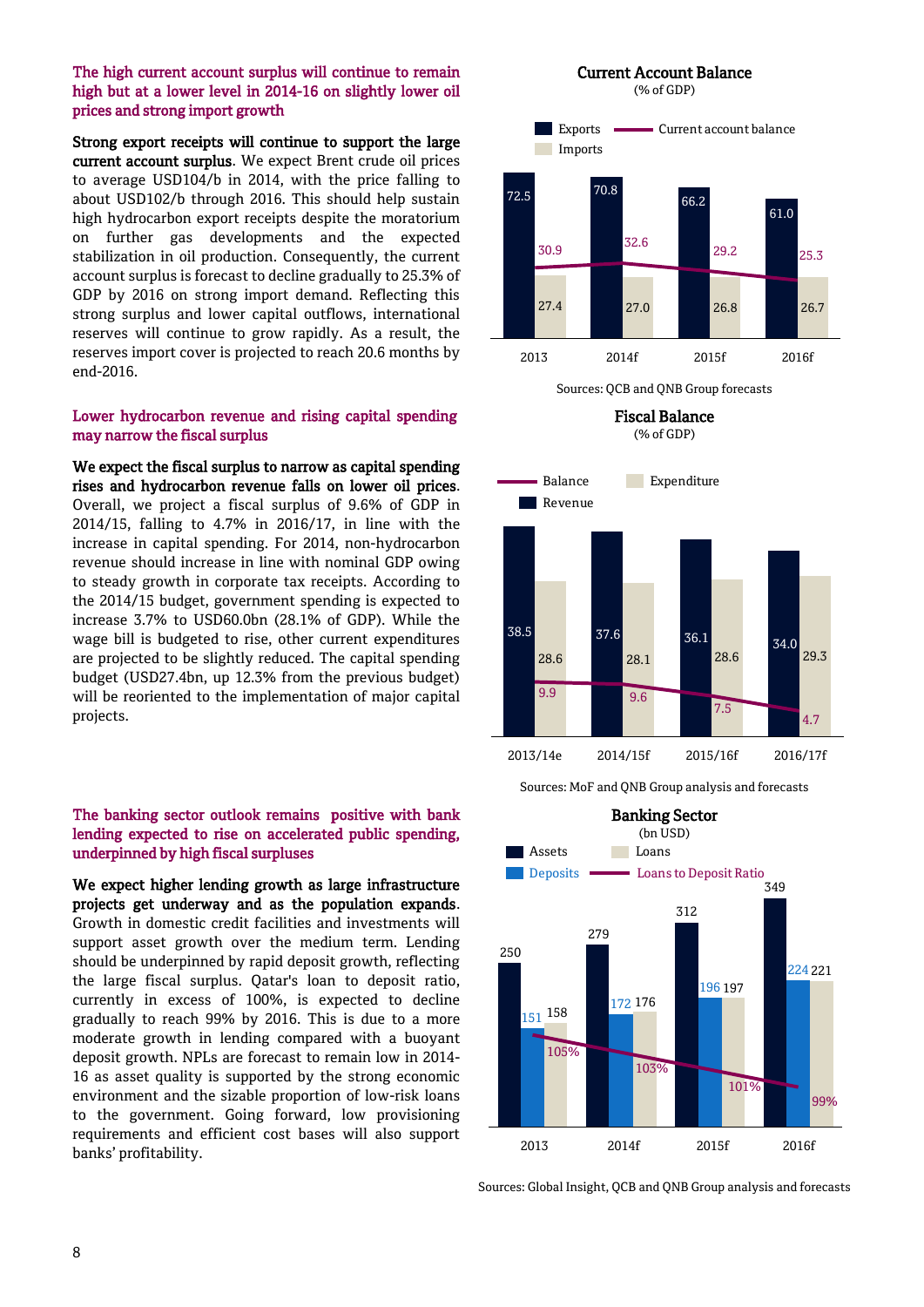### The high current account surplus will continue to remain high but at a lower level in 2014-16 on slightly lower oil prices and strong import growth

**Strong export receipts will continue to support the large current account surplus**. We expect Brent crude oil prices to average USD104/b in 2014, with the price falling to about USD102/b through 2016. This should help sustain high hydrocarbon export receipts despite the moratorium on further gas developments and the expected stabilization in oil production. Consequently, the current account surplus is forecast to decline gradually to 25.3% of GDP by 2016 on strong import demand. Reflecting this strong surplus and lower capital outflows, international reserves will continue to grow rapidly. As a result, the reserves import cover is projected to reach 20.6 months by end-2016.

**Current Account Balance**
(% of GDP)

| | 2013 | 2014f | 2015f | 2016f |
|---|---|---|---|---|
| Exports | 72.5 | 70.8 | 66.2 | 61.0 |
| Imports | 27.4 | 27.0 | 26.8 | 26.7 |
| Current account balance | 30.9 | 32.6 | 29.2 | 25.3 |

Sources: QCB and QNB Group forecasts

### Lower hydrocarbon revenue and rising capital spending may narrow the fiscal surplus

**We expect the fiscal surplus to narrow as capital spending rises and hydrocarbon revenue falls on lower oil prices**. Overall, we project a fiscal surplus of 9.6% of GDP in 2014/15, falling to 4.7% in 2016/17, in line with the increase in capital spending. For 2014, non-hydrocarbon revenue should increase in line with nominal GDP owing to steady growth in corporate tax receipts. According to the 2014/15 budget, government spending is expected to increase 3.7% to USD60.0bn (28.1% of GDP). While the wage bill is budgeted to rise, other current expenditures are projected to be slightly reduced. The capital spending budget (USD27.4bn, up 12.3% from the previous budget) will be reoriented to the implementation of major capital projects.

**Fiscal Balance**
(% of GDP)

| | 2013/14e | 2014/15f | 2015/16f | 2016/17f |
|---|---|---|---|---|
| Revenue | 38.5 | 37.6 | 36.1 | 34.0 |
| Expenditure | 28.6 | 28.1 | 28.6 | 29.3 |
| Balance | 9.9 | 9.6 | 7.5 | 4.7 |

Sources: MoF and QNB Group analysis and forecasts

### The banking sector outlook remains positive with bank lending expected to rise on accelerated public spending, underpinned by high fiscal surpluses

**We expect higher lending growth as large infrastructure projects get underway and as the population expands**. Growth in domestic credit facilities and investments will support asset growth over the medium term. Lending should be underpinned by rapid deposit growth, reflecting the large fiscal surplus. Qatar's loan to deposit ratio, currently in excess of 100%, is expected to decline gradually to reach 99% by 2016. This is due to a more moderate growth in lending compared with a buoyant deposit growth. NPLs are forecast to remain low in 2014-16 as asset quality is supported by the strong economic environment and the sizable proportion of low-risk loans to the government. Going forward, low provisioning requirements and efficient cost bases will also support banks' profitability.

**Banking Sector**
(bn USD)

| | 2013 | 2014f | 2015f | 2016f |
|---|---|---|---|---|
| Assets | 250 | 279 | 312 | 349 |
| Deposits | 151 | 172 | 196 | 224 |
| Loans | 158 | 176 | 197 | 221 |
| Loans to Deposit Ratio | 105% | 103% | 101% | 99% |

Sources: Global Insight, QCB and QNB Group analysis and forecasts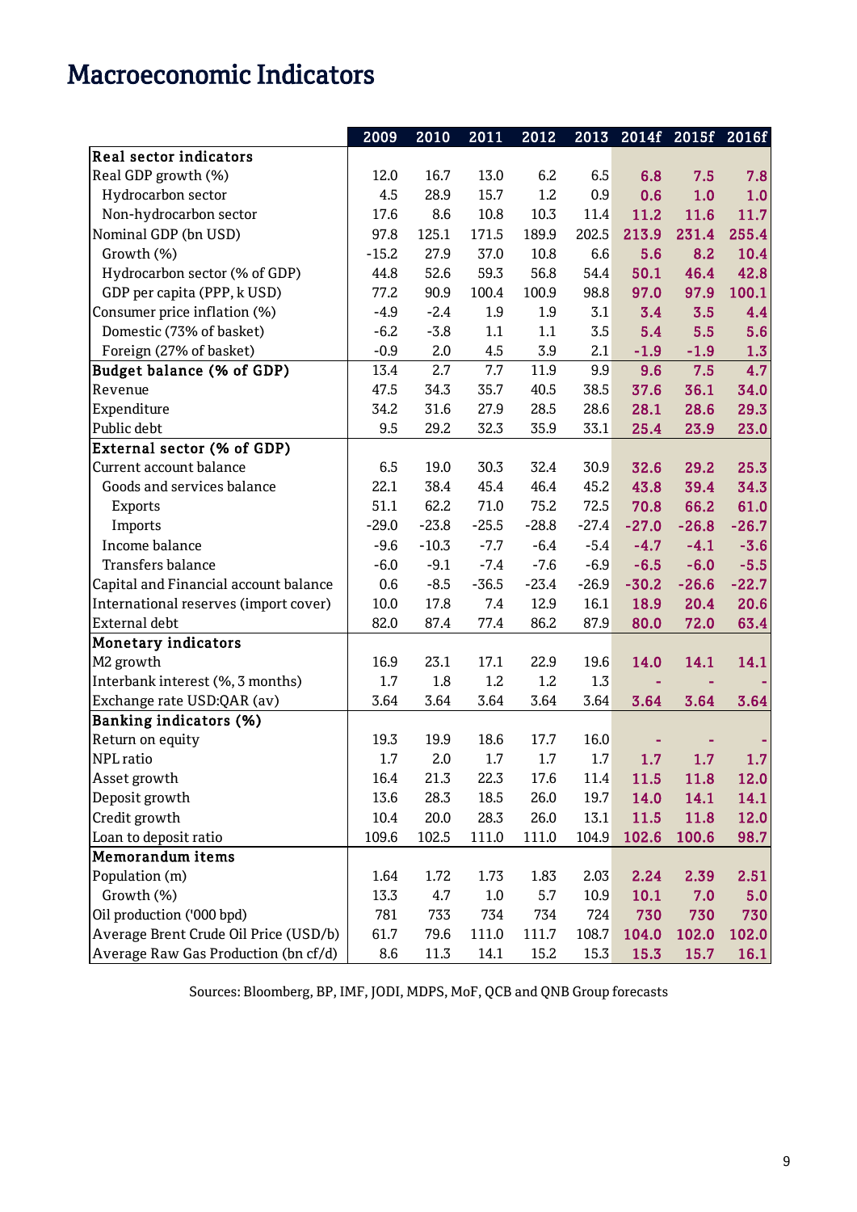# Macroeconomic Indicators

| | 2009 | 2010 | 2011 | 2012 | 2013 | 2014f | 2015f | 2016f |
|---|---|---|---|---|---|---|---|---|
| **Real sector indicators** | | | | | | | | |
| Real GDP growth (%) | 12.0 | 16.7 | 13.0 | 6.2 | 6.5 | 6.8 | 7.5 | 7.8 |
| Hydrocarbon sector | 4.5 | 28.9 | 15.7 | 1.2 | 0.9 | 0.6 | 1.0 | 1.0 |
| Non-hydrocarbon sector | 17.6 | 8.6 | 10.8 | 10.3 | 11.4 | 11.2 | 11.6 | 11.7 |
| Nominal GDP (bn USD) | 97.8 | 125.1 | 171.5 | 189.9 | 202.5 | 213.9 | 231.4 | 255.4 |
| Growth (%) | -15.2 | 27.9 | 37.0 | 10.8 | 6.6 | 5.6 | 8.2 | 10.4 |
| Hydrocarbon sector (% of GDP) | 44.8 | 52.6 | 59.3 | 56.8 | 54.4 | 50.1 | 46.4 | 42.8 |
| GDP per capita (PPP, k USD) | 77.2 | 90.9 | 100.4 | 100.9 | 98.8 | 97.0 | 97.9 | 100.1 |
| Consumer price inflation (%) | -4.9 | -2.4 | 1.9 | 1.9 | 3.1 | 3.4 | 3.5 | 4.4 |
| Domestic (73% of basket) | -6.2 | -3.8 | 1.1 | 1.1 | 3.5 | 5.4 | 5.5 | 5.6 |
| Foreign (27% of basket) | -0.9 | 2.0 | 4.5 | 3.9 | 2.1 | -1.9 | -1.9 | 1.3 |
| **Budget balance (% of GDP)** | 13.4 | 2.7 | 7.7 | 11.9 | 9.9 | 9.6 | 7.5 | 4.7 |
| Revenue | 47.5 | 34.3 | 35.7 | 40.5 | 38.5 | 37.6 | 36.1 | 34.0 |
| Expenditure | 34.2 | 31.6 | 27.9 | 28.5 | 28.6 | 28.1 | 28.6 | 29.3 |
| Public debt | 9.5 | 29.2 | 32.3 | 35.9 | 33.1 | 25.4 | 23.9 | 23.0 |
| **External sector (% of GDP)** | | | | | | | | |
| Current account balance | 6.5 | 19.0 | 30.3 | 32.4 | 30.9 | 32.6 | 29.2 | 25.3 |
| Goods and services balance | 22.1 | 38.4 | 45.4 | 46.4 | 45.2 | 43.8 | 39.4 | 34.3 |
| Exports | 51.1 | 62.2 | 71.0 | 75.2 | 72.5 | 70.8 | 66.2 | 61.0 |
| Imports | -29.0 | -23.8 | -25.5 | -28.8 | -27.4 | -27.0 | -26.8 | -26.7 |
| Income balance | -9.6 | -10.3 | -7.7 | -6.4 | -5.4 | -4.7 | -4.1 | -3.6 |
| Transfers balance | -6.0 | -9.1 | -7.4 | -7.6 | -6.9 | -6.5 | -6.0 | -5.5 |
| Capital and Financial account balance | 0.6 | -8.5 | -36.5 | -23.4 | -26.9 | -30.2 | -26.6 | -22.7 |
| International reserves (import cover) | 10.0 | 17.8 | 7.4 | 12.9 | 16.1 | 18.9 | 20.4 | 20.6 |
| External debt | 82.0 | 87.4 | 77.4 | 86.2 | 87.9 | 80.0 | 72.0 | 63.4 |
| **Monetary indicators** | | | | | | | | |
| M2 growth | 16.9 | 23.1 | 17.1 | 22.9 | 19.6 | 14.0 | 14.1 | 14.1 |
| Interbank interest (%, 3 months) | 1.7 | 1.8 | 1.2 | 1.2 | 1.3 | - | - | - |
| Exchange rate USD:QAR (av) | 3.64 | 3.64 | 3.64 | 3.64 | 3.64 | 3.64 | 3.64 | 3.64 |
| **Banking indicators (%)** | | | | | | | | |
| Return on equity | 19.3 | 19.9 | 18.6 | 17.7 | 16.0 | - | - | - |
| NPL ratio | 1.7 | 2.0 | 1.7 | 1.7 | 1.7 | 1.7 | 1.7 | 1.7 |
| Asset growth | 16.4 | 21.3 | 22.3 | 17.6 | 11.4 | 11.5 | 11.8 | 12.0 |
| Deposit growth | 13.6 | 28.3 | 18.5 | 26.0 | 19.7 | 14.0 | 14.1 | 14.1 |
| Credit growth | 10.4 | 20.0 | 28.3 | 26.0 | 13.1 | 11.5 | 11.8 | 12.0 |
| Loan to deposit ratio | 109.6 | 102.5 | 111.0 | 111.0 | 104.9 | 102.6 | 100.6 | 98.7 |
| **Memorandum items** | | | | | | | | |
| Population (m) | 1.64 | 1.72 | 1.73 | 1.83 | 2.03 | 2.24 | 2.39 | 2.51 |
| Growth (%) | 13.3 | 4.7 | 1.0 | 5.7 | 10.9 | 10.1 | 7.0 | 5.0 |
| Oil production ('000 bpd) | 781 | 733 | 734 | 734 | 724 | 730 | 730 | 730 |
| Average Brent Crude Oil Price (USD/b) | 61.7 | 79.6 | 111.0 | 111.7 | 108.7 | 104.0 | 102.0 | 102.0 |
| Average Raw Gas Production (bn cf/d) | 8.6 | 11.3 | 14.1 | 15.2 | 15.3 | 15.3 | 15.7 | 16.1 |

Sources: Bloomberg, BP, IMF, JODI, MDPS, MoF, QCB and QNB Group forecasts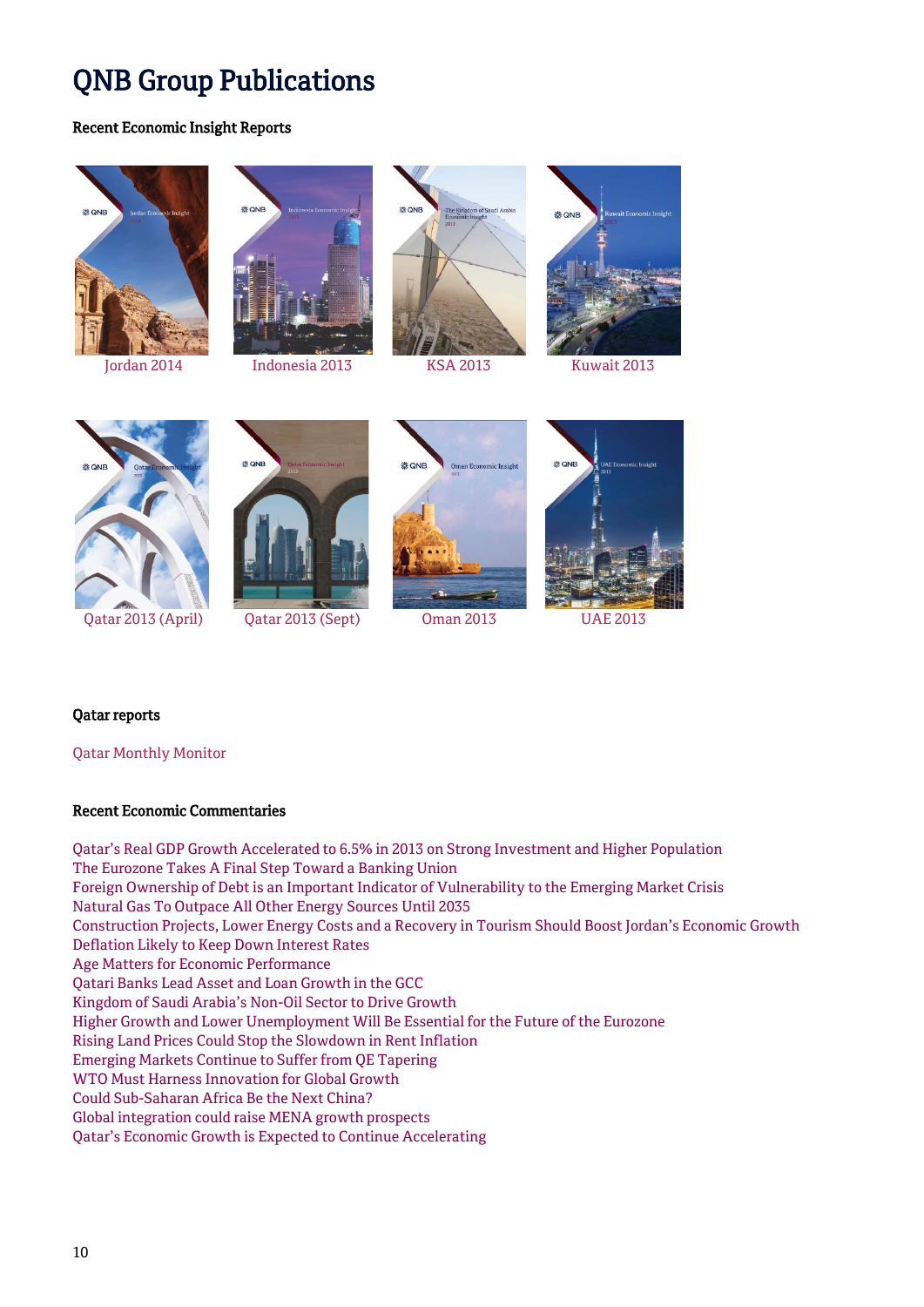# QNB Group Publications

**Recent Economic Insight Reports**

Jordan 2014

Indonesia 2013

KSA 2013

Kuwait 2013

Qatar 2013 (April)

Qatar 2013 (Sept)

Oman 2013

UAE 2013

**Qatar reports**

Qatar Monthly Monitor

**Recent Economic Commentaries**

Qatar's Real GDP Growth Accelerated to 6.5% in 2013 on Strong Investment and Higher Population
The Eurozone Takes A Final Step Toward a Banking Union
Foreign Ownership of Debt is an Important Indicator of Vulnerability to the Emerging Market Crisis
Natural Gas To Outpace All Other Energy Sources Until 2035
Construction Projects, Lower Energy Costs and a Recovery in Tourism Should Boost Jordan's Economic Growth
Deflation Likely to Keep Down Interest Rates
Age Matters for Economic Performance
Qatari Banks Lead Asset and Loan Growth in the GCC
Kingdom of Saudi Arabia's Non-Oil Sector to Drive Growth
Higher Growth and Lower Unemployment Will Be Essential for the Future of the Eurozone
Rising Land Prices Could Stop the Slowdown in Rent Inflation
Emerging Markets Continue to Suffer from QE Tapering
WTO Must Harness Innovation for Global Growth
Could Sub-Saharan Africa Be the Next China?
Global integration could raise MENA growth prospects
Qatar's Economic Growth is Expected to Continue Accelerating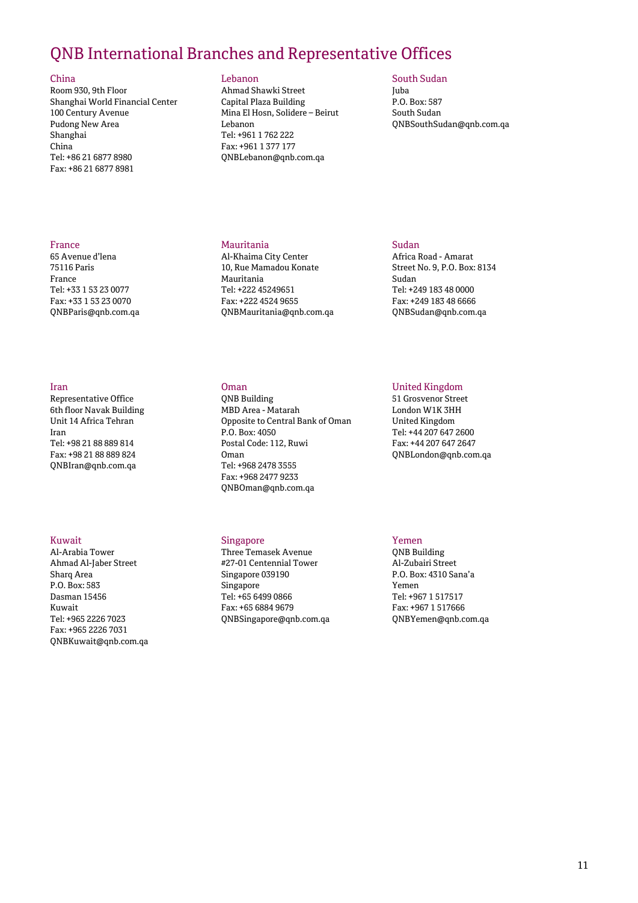# QNB International Branches and Representative Offices

### China
Room 930, 9th Floor
Shanghai World Financial Center
100 Century Avenue
Pudong New Area
Shanghai
China
Tel: +86 21 6877 8980
Fax: +86 21 6877 8981

### Lebanon
Ahmad Shawki Street
Capital Plaza Building
Mina El Hosn, Solidere – Beirut
Lebanon
Tel: +961 1 762 222
Fax: +961 1 377 177
QNBLebanon@qnb.com.qa

### South Sudan
Juba
P.O. Box: 587
South Sudan
QNBSouthSudan@qnb.com.qa

### France
65 Avenue d'Iena
75116 Paris
France
Tel: +33 1 53 23 0077
Fax: +33 1 53 23 0070
QNBParis@qnb.com.qa

### Mauritania
Al-Khaima City Center
10, Rue Mamadou Konate
Mauritania
Tel: +222 45249651
Fax: +222 4524 9655
QNBMauritania@qnb.com.qa

### Sudan
Africa Road - Amarat
Street No. 9, P.O. Box: 8134
Sudan
Tel: +249 183 48 0000
Fax: +249 183 48 6666
QNBSudan@qnb.com.qa

### Iran
Representative Office
6th floor Navak Building
Unit 14 Africa Tehran
Iran
Tel: +98 21 88 889 814
Fax: +98 21 88 889 824
QNBIran@qnb.com.qa

### Oman
QNB Building
MBD Area - Matarah
Opposite to Central Bank of Oman
P.O. Box: 4050
Postal Code: 112, Ruwi
Oman
Tel: +968 2478 3555
Fax: +968 2477 9233
QNBOman@qnb.com.qa

### United Kingdom
51 Grosvenor Street
London W1K 3HH
United Kingdom
Tel: +44 207 647 2600
Fax: +44 207 647 2647
QNBLondon@qnb.com.qa

### Kuwait
Al-Arabia Tower
Ahmad Al-Jaber Street
Sharq Area
P.O. Box: 583
Dasman 15456
Kuwait
Tel: +965 2226 7023
Fax: +965 2226 7031
QNBKuwait@qnb.com.qa

### Singapore
Three Temasek Avenue
#27-01 Centennial Tower
Singapore 039190
Singapore
Tel: +65 6499 0866
Fax: +65 6884 9679
QNBSingapore@qnb.com.qa

### Yemen
QNB Building
Al-Zubairi Street
P.O. Box: 4310 Sana'a
Yemen
Tel: +967 1 517517
Fax: +967 1 517666
QNBYemen@qnb.com.qa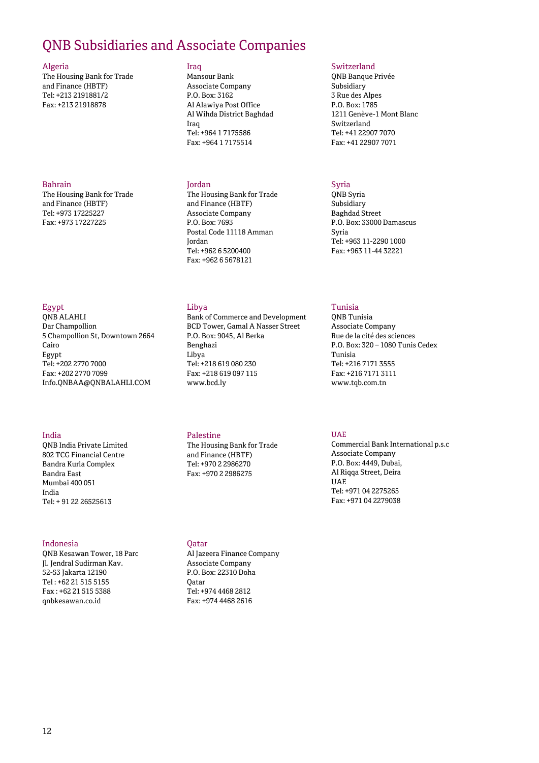# QNB Subsidiaries and Associate Companies

### Algeria
The Housing Bank for Trade
and Finance (HBTF)
Tel: +213 2191881/2
Fax: +213 21918878

### Bahrain
The Housing Bank for Trade
and Finance (HBTF)
Tel: +973 17225227
Fax: +973 17227225

### Egypt
QNB ALAHLI
Dar Champollion
5 Champollion St, Downtown 2664
Cairo
Egypt
Tel: +202 2770 7000
Fax: +202 2770 7099
Info.QNBAA@QNBALAHLI.COM

### India
QNB India Private Limited
802 TCG Financial Centre
Bandra Kurla Complex
Bandra East
Mumbai 400 051
India
Tel: + 91 22 26525613

### Indonesia
QNB Kesawan Tower, 18 Parc
Jl. Jendral Sudirman Kav.
52-53 Jakarta 12190
Tel : +62 21 515 5155
Fax : +62 21 515 5388
qnbkesawan.co.id

### Iraq
Mansour Bank
Associate Company
P.O. Box: 3162
Al Alawiya Post Office
Al Wihda District Baghdad
Iraq
Tel: +964 1 7175586
Fax: +964 1 7175514

### Jordan
The Housing Bank for Trade
and Finance (HBTF)
Associate Company
P.O. Box: 7693
Postal Code 11118 Amman
Jordan
Tel: +962 6 5200400
Fax: +962 6 5678121

### Libya
Bank of Commerce and Development
BCD Tower, Gamal A Nasser Street
P.O. Box: 9045, Al Berka
Benghazi
Libya
Tel: +218 619 080 230
Fax: +218 619 097 115
www.bcd.ly

### Palestine
The Housing Bank for Trade
and Finance (HBTF)
Tel: +970 2 2986270
Fax: +970 2 2986275

### Qatar
Al Jazeera Finance Company
Associate Company
P.O. Box: 22310 Doha
Qatar
Tel: +974 4468 2812
Fax: +974 4468 2616

### Switzerland
QNB Banque Privée
Subsidiary
3 Rue des Alpes
P.O. Box: 1785
1211 Genève-1 Mont Blanc
Switzerland
Tel: +41 22907 7070
Fax: +41 22907 7071

### Syria
QNB Syria
Subsidiary
Baghdad Street
P.O. Box: 33000 Damascus
Syria
Tel: +963 11-2290 1000
Fax: +963 11-44 32221

### Tunisia
QNB Tunisia
Associate Company
Rue de la cité des sciences
P.O. Box: 320 – 1080 Tunis Cedex
Tunisia
Tel: +216 7171 3555
Fax: +216 7171 3111
www.tqb.com.tn

### UAE
Commercial Bank International p.s.c
Associate Company
P.O. Box: 4449, Dubai,
Al Riqqa Street, Deira
UAE
Tel: +971 04 2275265
Fax: +971 04 2279038